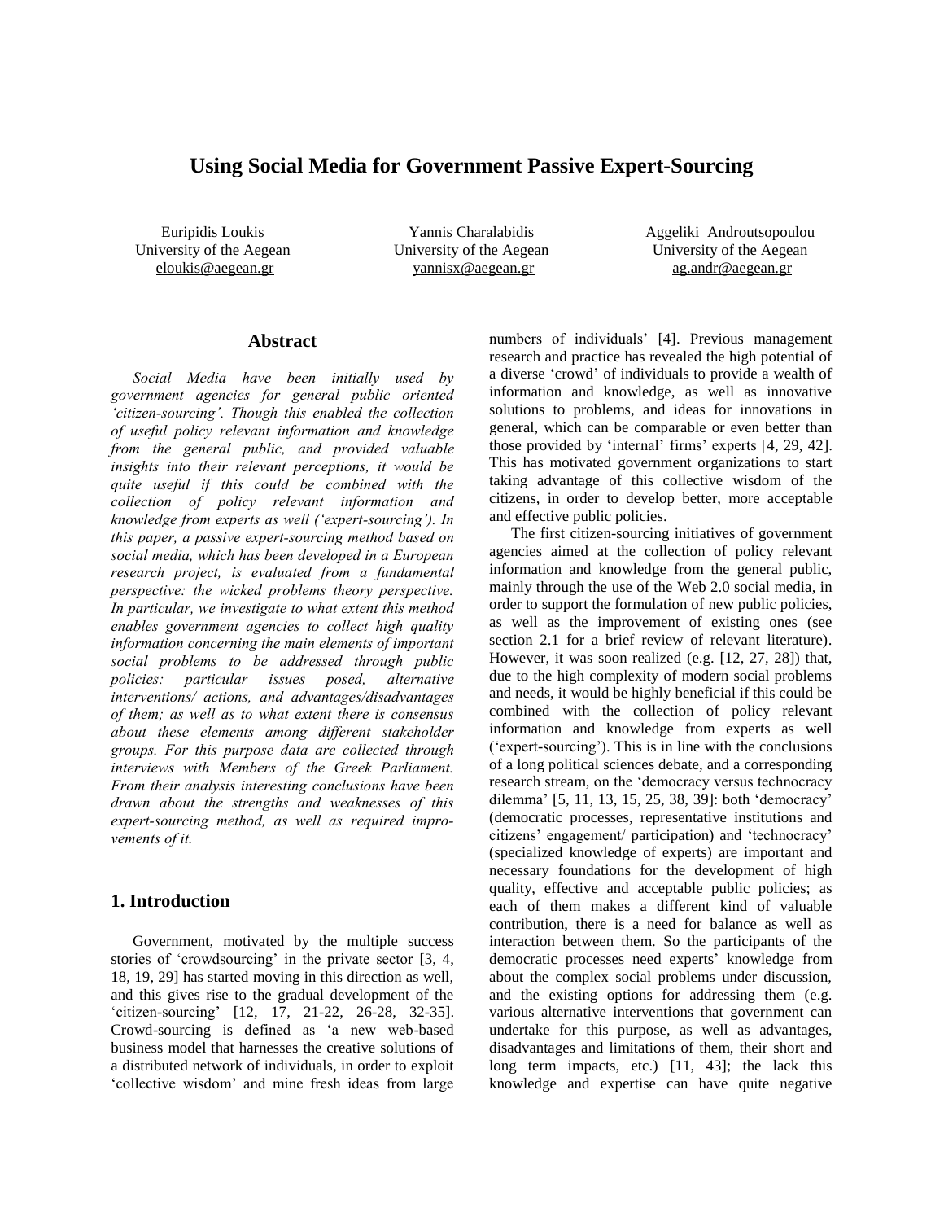# Using Social Media for Government Passive Expert-Sourcing

Euripidis Loukis
University of the Aegean
eloukis@aegean.gr

Yannis Charalabidis
University of the Aegean
yannisx@aegean.gr

Aggeliki Androutsopoulou
University of the Aegean
ag.andr@aegean.gr

## Abstract

*Social Media have been initially used by government agencies for general public oriented 'citizen-sourcing'. Though this enabled the collection of useful policy relevant information and knowledge from the general public, and provided valuable insights into their relevant perceptions, it would be quite useful if this could be combined with the collection of policy relevant information and knowledge from experts as well ('expert-sourcing'). In this paper, a passive expert-sourcing method based on social media, which has been developed in a European research project, is evaluated from a fundamental perspective: the wicked problems theory perspective. In particular, we investigate to what extent this method enables government agencies to collect high quality information concerning the main elements of important social problems to be addressed through public policies: particular issues posed, alternative interventions/ actions, and advantages/disadvantages of them; as well as to what extent there is consensus about these elements among different stakeholder groups. For this purpose data are collected through interviews with Members of the Greek Parliament. From their analysis interesting conclusions have been drawn about the strengths and weaknesses of this expert-sourcing method, as well as required improvements of it.*

## 1. Introduction

Government, motivated by the multiple success stories of 'crowdsourcing' in the private sector [3, 4, 18, 19, 29] has started moving in this direction as well, and this gives rise to the gradual development of the 'citizen-sourcing' [12, 17, 21-22, 26-28, 32-35]. Crowd-sourcing is defined as 'a new web-based business model that harnesses the creative solutions of a distributed network of individuals, in order to exploit 'collective wisdom' and mine fresh ideas from large numbers of individuals' [4]. Previous management research and practice has revealed the high potential of a diverse 'crowd' of individuals to provide a wealth of information and knowledge, as well as innovative solutions to problems, and ideas for innovations in general, which can be comparable or even better than those provided by 'internal' firms' experts [4, 29, 42]. This has motivated government organizations to start taking advantage of this collective wisdom of the citizens, in order to develop better, more acceptable and effective public policies.

The first citizen-sourcing initiatives of government agencies aimed at the collection of policy relevant information and knowledge from the general public, mainly through the use of the Web 2.0 social media, in order to support the formulation of new public policies, as well as the improvement of existing ones (see section 2.1 for a brief review of relevant literature). However, it was soon realized (e.g. [12, 27, 28]) that, due to the high complexity of modern social problems and needs, it would be highly beneficial if this could be combined with the collection of policy relevant information and knowledge from experts as well ('expert-sourcing'). This is in line with the conclusions of a long political sciences debate, and a corresponding research stream, on the 'democracy versus technocracy dilemma' [5, 11, 13, 15, 25, 38, 39]: both 'democracy' (democratic processes, representative institutions and citizens' engagement/ participation) and 'technocracy' (specialized knowledge of experts) are important and necessary foundations for the development of high quality, effective and acceptable public policies; as each of them makes a different kind of valuable contribution, there is a need for balance as well as interaction between them. So the participants of the democratic processes need experts' knowledge from about the complex social problems under discussion, and the existing options for addressing them (e.g. various alternative interventions that government can undertake for this purpose, as well as advantages, disadvantages and limitations of them, their short and long term impacts, etc.) [11, 43]; the lack this knowledge and expertise can have quite negative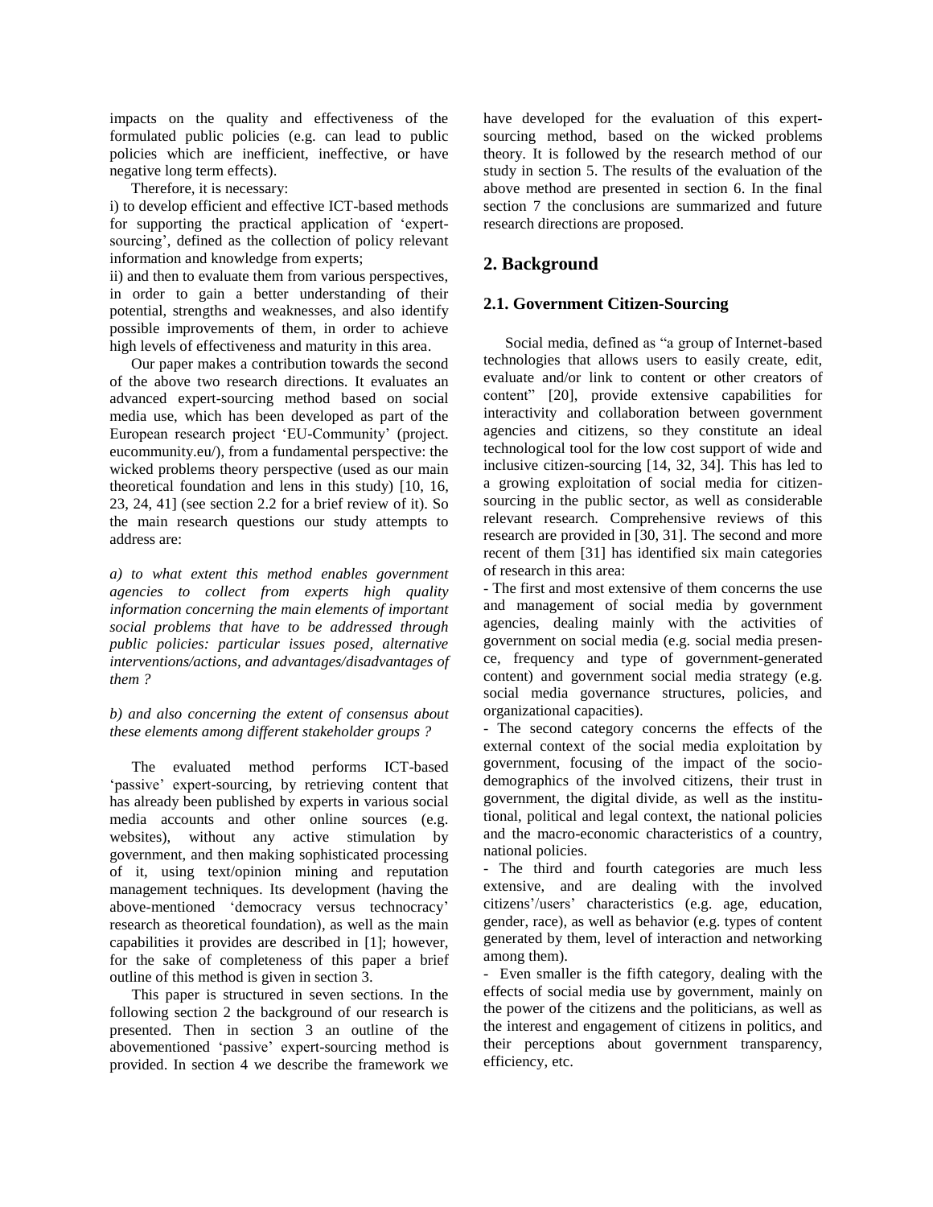impacts on the quality and effectiveness of the formulated public policies (e.g. can lead to public policies which are inefficient, ineffective, or have negative long term effects).

Therefore, it is necessary:

i) to develop efficient and effective ICT-based methods for supporting the practical application of 'expert-sourcing', defined as the collection of policy relevant information and knowledge from experts;

ii) and then to evaluate them from various perspectives, in order to gain a better understanding of their potential, strengths and weaknesses, and also identify possible improvements of them, in order to achieve high levels of effectiveness and maturity in this area.

Our paper makes a contribution towards the second of the above two research directions. It evaluates an advanced expert-sourcing method based on social media use, which has been developed as part of the European research project 'EU-Community' (project. eucommunity.eu/), from a fundamental perspective: the wicked problems theory perspective (used as our main theoretical foundation and lens in this study) [10, 16, 23, 24, 41] (see section 2.2 for a brief review of it). So the main research questions our study attempts to address are:

*a) to what extent this method enables government agencies to collect from experts high quality information concerning the main elements of important social problems that have to be addressed through public policies: particular issues posed, alternative interventions/actions, and advantages/disadvantages of them ?*

*b) and also concerning the extent of consensus about these elements among different stakeholder groups ?*

The evaluated method performs ICT-based 'passive' expert-sourcing, by retrieving content that has already been published by experts in various social media accounts and other online sources (e.g. websites), without any active stimulation by government, and then making sophisticated processing of it, using text/opinion mining and reputation management techniques. Its development (having the above-mentioned 'democracy versus technocracy' research as theoretical foundation), as well as the main capabilities it provides are described in [1]; however, for the sake of completeness of this paper a brief outline of this method is given in section 3.

This paper is structured in seven sections. In the following section 2 the background of our research is presented. Then in section 3 an outline of the abovementioned 'passive' expert-sourcing method is provided. In section 4 we describe the framework we have developed for the evaluation of this expert-sourcing method, based on the wicked problems theory. It is followed by the research method of our study in section 5. The results of the evaluation of the above method are presented in section 6. In the final section 7 the conclusions are summarized and future research directions are proposed.

## 2. Background

### 2.1. Government Citizen-Sourcing

Social media, defined as "a group of Internet-based technologies that allows users to easily create, edit, evaluate and/or link to content or other creators of content" [20], provide extensive capabilities for interactivity and collaboration between government agencies and citizens, so they constitute an ideal technological tool for the low cost support of wide and inclusive citizen-sourcing [14, 32, 34]. This has led to a growing exploitation of social media for citizen-sourcing in the public sector, as well as considerable relevant research. Comprehensive reviews of this research are provided in [30, 31]. The second and more recent of them [31] has identified six main categories of research in this area:

- The first and most extensive of them concerns the use and management of social media by government agencies, dealing mainly with the activities of government on social media (e.g. social media presence, frequency and type of government-generated content) and government social media strategy (e.g. social media governance structures, policies, and organizational capacities).
- The second category concerns the effects of the external context of the social media exploitation by government, focusing of the impact of the socio-demographics of the involved citizens, their trust in government, the digital divide, as well as the institutional, political and legal context, the national policies and the macro-economic characteristics of a country, national policies.
- The third and fourth categories are much less extensive, and are dealing with the involved citizens'/users' characteristics (e.g. age, education, gender, race), as well as behavior (e.g. types of content generated by them, level of interaction and networking among them).
- Even smaller is the fifth category, dealing with the effects of social media use by government, mainly on the power of the citizens and the politicians, as well as the interest and engagement of citizens in politics, and their perceptions about government transparency, efficiency, etc.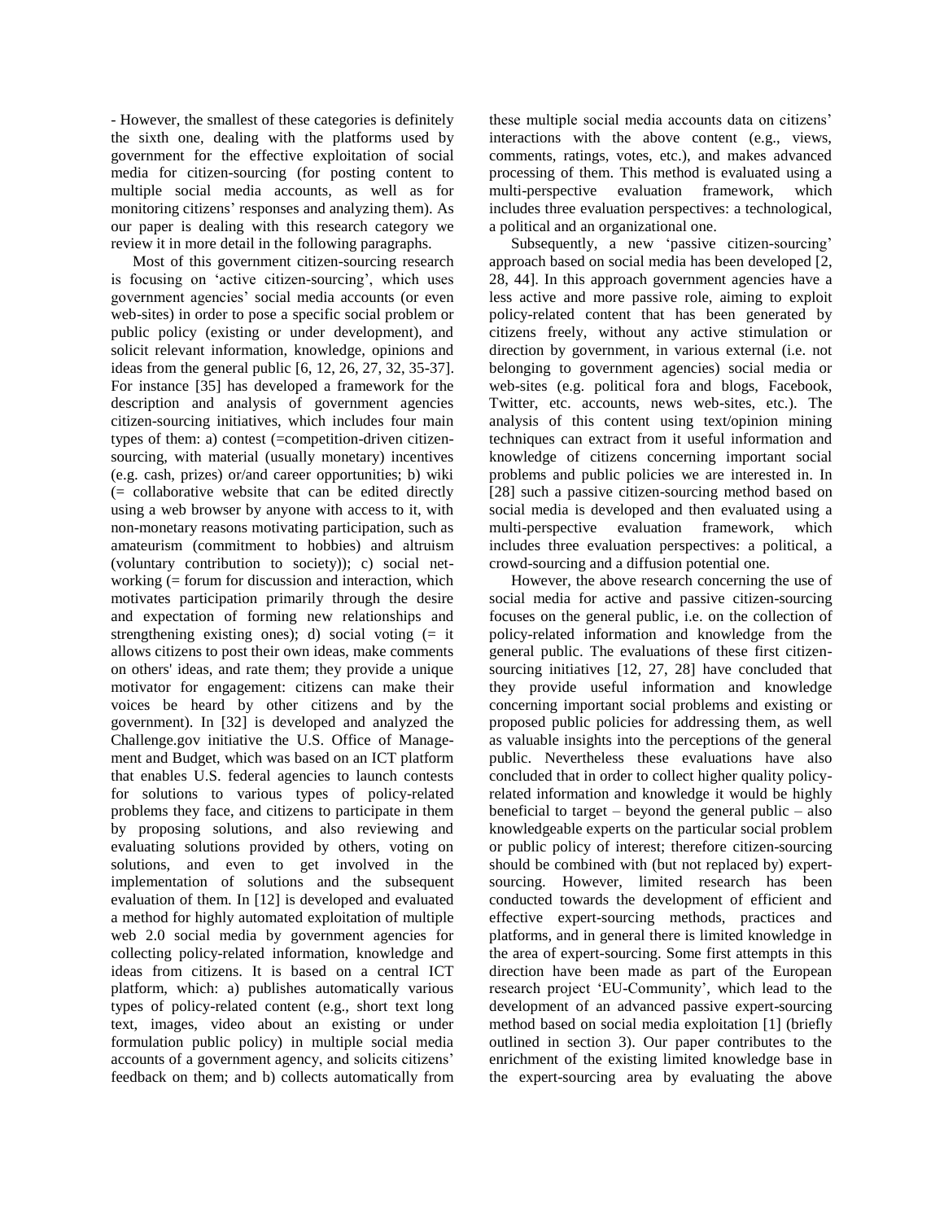- However, the smallest of these categories is definitely the sixth one, dealing with the platforms used by government for the effective exploitation of social media for citizen-sourcing (for posting content to multiple social media accounts, as well as for monitoring citizens' responses and analyzing them). As our paper is dealing with this research category we review it in more detail in the following paragraphs.

Most of this government citizen-sourcing research is focusing on 'active citizen-sourcing', which uses government agencies' social media accounts (or even web-sites) in order to pose a specific social problem or public policy (existing or under development), and solicit relevant information, knowledge, opinions and ideas from the general public [6, 12, 26, 27, 32, 35-37]. For instance [35] has developed a framework for the description and analysis of government agencies citizen-sourcing initiatives, which includes four main types of them: a) contest (=competition-driven citizen-sourcing, with material (usually monetary) incentives (e.g. cash, prizes) or/and career opportunities; b) wiki (= collaborative website that can be edited directly using a web browser by anyone with access to it, with non-monetary reasons motivating participation, such as amateurism (commitment to hobbies) and altruism (voluntary contribution to society)); c) social net-working (= forum for discussion and interaction, which motivates participation primarily through the desire and expectation of forming new relationships and strengthening existing ones); d) social voting (= it allows citizens to post their own ideas, make comments on others' ideas, and rate them; they provide a unique motivator for engagement: citizens can make their voices be heard by other citizens and by the government). In [32] is developed and analyzed the Challenge.gov initiative the U.S. Office of Management and Budget, which was based on an ICT platform that enables U.S. federal agencies to launch contests for solutions to various types of policy-related problems they face, and citizens to participate in them by proposing solutions, and also reviewing and evaluating solutions provided by others, voting on solutions, and even to get involved in the implementation of solutions and the subsequent evaluation of them. In [12] is developed and evaluated a method for highly automated exploitation of multiple web 2.0 social media by government agencies for collecting policy-related information, knowledge and ideas from citizens. It is based on a central ICT platform, which: a) publishes automatically various types of policy-related content (e.g., short text long text, images, video about an existing or under formulation public policy) in multiple social media accounts of a government agency, and solicits citizens' feedback on them; and b) collects automatically from these multiple social media accounts data on citizens' interactions with the above content (e.g., views, comments, ratings, votes, etc.), and makes advanced processing of them. This method is evaluated using a multi-perspective evaluation framework, which includes three evaluation perspectives: a technological, a political and an organizational one.

Subsequently, a new 'passive citizen-sourcing' approach based on social media has been developed [2, 28, 44]. In this approach government agencies have a less active and more passive role, aiming to exploit policy-related content that has been generated by citizens freely, without any active stimulation or direction by government, in various external (i.e. not belonging to government agencies) social media or web-sites (e.g. political fora and blogs, Facebook, Twitter, etc. accounts, news web-sites, etc.). The analysis of this content using text/opinion mining techniques can extract from it useful information and knowledge of citizens concerning important social problems and public policies we are interested in. In [28] such a passive citizen-sourcing method based on social media is developed and then evaluated using a multi-perspective evaluation framework, which includes three evaluation perspectives: a political, a crowd-sourcing and a diffusion potential one.

However, the above research concerning the use of social media for active and passive citizen-sourcing focuses on the general public, i.e. on the collection of policy-related information and knowledge from the general public. The evaluations of these first citizen-sourcing initiatives [12, 27, 28] have concluded that they provide useful information and knowledge concerning important social problems and existing or proposed public policies for addressing them, as well as valuable insights into the perceptions of the general public. Nevertheless these evaluations have also concluded that in order to collect higher quality policy-related information and knowledge it would be highly beneficial to target – beyond the general public – also knowledgeable experts on the particular social problem or public policy of interest; therefore citizen-sourcing should be combined with (but not replaced by) expert-sourcing. However, limited research has been conducted towards the development of efficient and effective expert-sourcing methods, practices and platforms, and in general there is limited knowledge in the area of expert-sourcing. Some first attempts in this direction have been made as part of the European research project 'EU-Community', which lead to the development of an advanced passive expert-sourcing method based on social media exploitation [1] (briefly outlined in section 3). Our paper contributes to the enrichment of the existing limited knowledge base in the expert-sourcing area by evaluating the above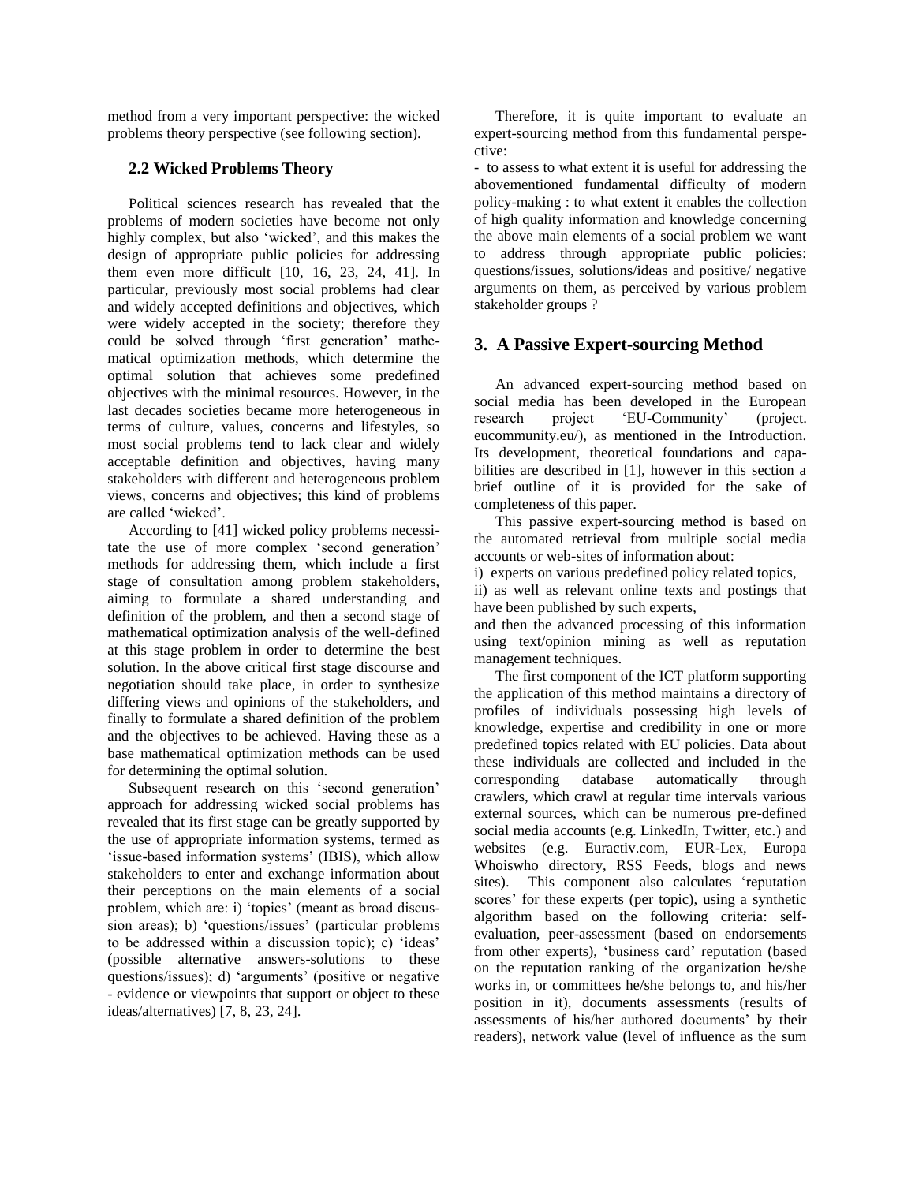method from a very important perspective: the wicked problems theory perspective (see following section).

### 2.2 Wicked Problems Theory

Political sciences research has revealed that the problems of modern societies have become not only highly complex, but also 'wicked', and this makes the design of appropriate public policies for addressing them even more difficult [10, 16, 23, 24, 41]. In particular, previously most social problems had clear and widely accepted definitions and objectives, which were widely accepted in the society; therefore they could be solved through 'first generation' mathematical optimization methods, which determine the optimal solution that achieves some predefined objectives with the minimal resources. However, in the last decades societies became more heterogeneous in terms of culture, values, concerns and lifestyles, so most social problems tend to lack clear and widely acceptable definition and objectives, having many stakeholders with different and heterogeneous problem views, concerns and objectives; this kind of problems are called 'wicked'.

According to [41] wicked policy problems necessitate the use of more complex 'second generation' methods for addressing them, which include a first stage of consultation among problem stakeholders, aiming to formulate a shared understanding and definition of the problem, and then a second stage of mathematical optimization analysis of the well-defined at this stage problem in order to determine the best solution. In the above critical first stage discourse and negotiation should take place, in order to synthesize differing views and opinions of the stakeholders, and finally to formulate a shared definition of the problem and the objectives to be achieved. Having these as a base mathematical optimization methods can be used for determining the optimal solution.

Subsequent research on this 'second generation' approach for addressing wicked social problems has revealed that its first stage can be greatly supported by the use of appropriate information systems, termed as 'issue-based information systems' (IBIS), which allow stakeholders to enter and exchange information about their perceptions on the main elements of a social problem, which are: i) 'topics' (meant as broad discussion areas); b) 'questions/issues' (particular problems to be addressed within a discussion topic); c) 'ideas' (possible alternative answers-solutions to these questions/issues); d) 'arguments' (positive or negative - evidence or viewpoints that support or object to these ideas/alternatives) [7, 8, 23, 24].

Therefore, it is quite important to evaluate an expert-sourcing method from this fundamental perspective:

- to assess to what extent it is useful for addressing the abovementioned fundamental difficulty of modern policy-making : to what extent it enables the collection of high quality information and knowledge concerning the above main elements of a social problem we want to address through appropriate public policies: questions/issues, solutions/ideas and positive/ negative arguments on them, as perceived by various problem stakeholder groups ?

## 3. A Passive Expert-sourcing Method

An advanced expert-sourcing method based on social media has been developed in the European research project 'EU-Community' (project. eucommunity.eu/), as mentioned in the Introduction. Its development, theoretical foundations and capabilities are described in [1], however in this section a brief outline of it is provided for the sake of completeness of this paper.

This passive expert-sourcing method is based on the automated retrieval from multiple social media accounts or web-sites of information about:

i) experts on various predefined policy related topics,

ii) as well as relevant online texts and postings that have been published by such experts,

and then the advanced processing of this information using text/opinion mining as well as reputation management techniques.

The first component of the ICT platform supporting the application of this method maintains a directory of profiles of individuals possessing high levels of knowledge, expertise and credibility in one or more predefined topics related with EU policies. Data about these individuals are collected and included in the corresponding database automatically through crawlers, which crawl at regular time intervals various external sources, which can be numerous pre-defined social media accounts (e.g. LinkedIn, Twitter, etc.) and websites (e.g. Euractiv.com, EUR-Lex, Europa Whoiswho directory, RSS Feeds, blogs and news sites). This component also calculates 'reputation scores' for these experts (per topic), using a synthetic algorithm based on the following criteria: self-evaluation, peer-assessment (based on endorsements from other experts), 'business card' reputation (based on the reputation ranking of the organization he/she works in, or committees he/she belongs to, and his/her position in it), documents assessments (results of assessments of his/her authored documents' by their readers), network value (level of influence as the sum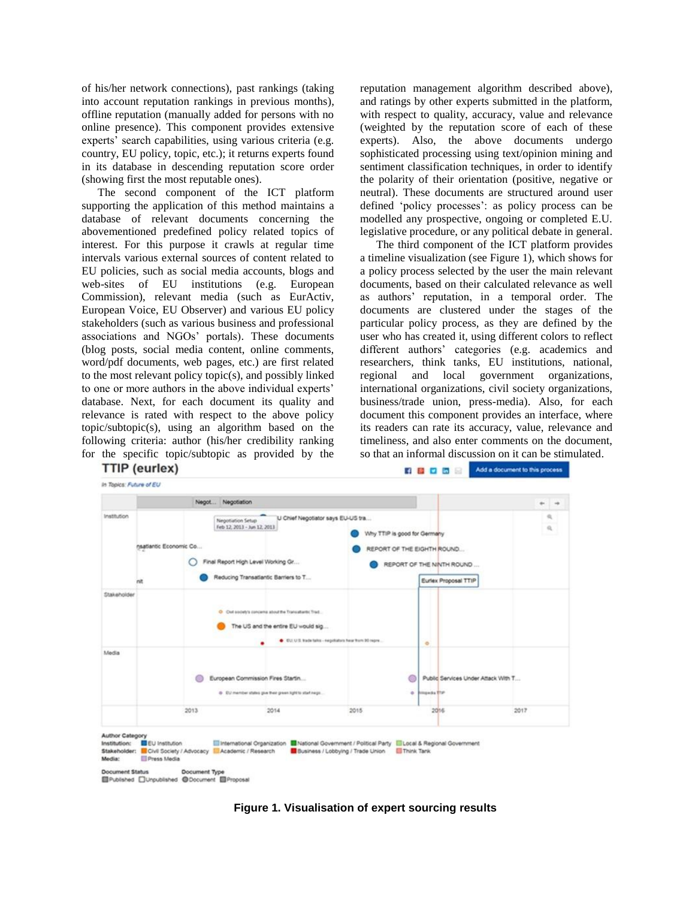of his/her network connections), past rankings (taking into account reputation rankings in previous months), offline reputation (manually added for persons with no online presence). This component provides extensive experts' search capabilities, using various criteria (e.g. country, EU policy, topic, etc.); it returns experts found in its database in descending reputation score order (showing first the most reputable ones).

The second component of the ICT platform supporting the application of this method maintains a database of relevant documents concerning the abovementioned predefined policy related topics of interest. For this purpose it crawls at regular time intervals various external sources of content related to EU policies, such as social media accounts, blogs and web-sites of EU institutions (e.g. European Commission), relevant media (such as EurActiv, European Voice, EU Observer) and various EU policy stakeholders (such as various business and professional associations and NGOs' portals). These documents (blog posts, social media content, online comments, word/pdf documents, web pages, etc.) are first related to the most relevant policy topic(s), and possibly linked to one or more authors in the above individual experts' database. Next, for each document its quality and relevance is rated with respect to the above policy topic/subtopic(s), using an algorithm based on the following criteria: author (his/her credibility ranking for the specific topic/subtopic as provided by the reputation management algorithm described above), and ratings by other experts submitted in the platform, with respect to quality, accuracy, value and relevance (weighted by the reputation score of each of these experts). Also, the above documents undergo sophisticated processing using text/opinion mining and sentiment classification techniques, in order to identify the polarity of their orientation (positive, negative or neutral). These documents are structured around user defined 'policy processes': as policy process can be modelled any prospective, ongoing or completed E.U. legislative procedure, or any political debate in general.

The third component of the ICT platform provides a timeline visualization (see Figure 1), which shows for a policy process selected by the user the main relevant documents, based on their calculated relevance as well as authors' reputation, in a temporal order. The documents are clustered under the stages of the particular policy process, as they are defined by the user who has created it, using different colors to reflect different authors' categories (e.g. academics and researchers, think tanks, EU institutions, national, regional and local government organizations, international organizations, civil society organizations, business/trade union, press-media). Also, for each document this component provides an interface, where its readers can rate its accuracy, value, relevance and timeliness, and also enter comments on the document, so that an informal discussion on it can be stimulated.

TTIP (eurlex)

In Topics: Future of EU

Add a document to this process

Negot... Negotiation

Institution

Negotiation Setup
Feb 12, 2013 - Jun 12, 2013

U Chief Negotiator says EU-US tra...

Why TTIP is good for Germany

nsatlantic Economic Co...

REPORT OF THE EIGHTH ROUND...

Final Report High Level Working Gr...

REPORT OF THE NINTH ROUND ...

nt

Reducing Transatlantic Barriers to T...

Eurlex Proposal TTIP

Stakeholder

Civil society's concerns about the Transatlantic Trad...

The US and the entire EU would sig...

EU-US trade talks - negotiators hear from 90 repre...

Media

European Commission Fires Startin...

Public Services Under Attack With T...

EU member states give their green light to start nego...

Wikipedia TTIP

2013 2014 2015 2016 2017

Author Category
Institution: EU Institution, International Organization, National Government / Political Party, Local & Regional Government
Stakeholder: Civil Society / Advocacy, Academic / Research, Business / Lobbying / Trade Union, Think Tank
Media: Press Media

Document Status: Published, Unpublished
Document Type: Document, Proposal

**Figure 1. Visualisation of expert sourcing results**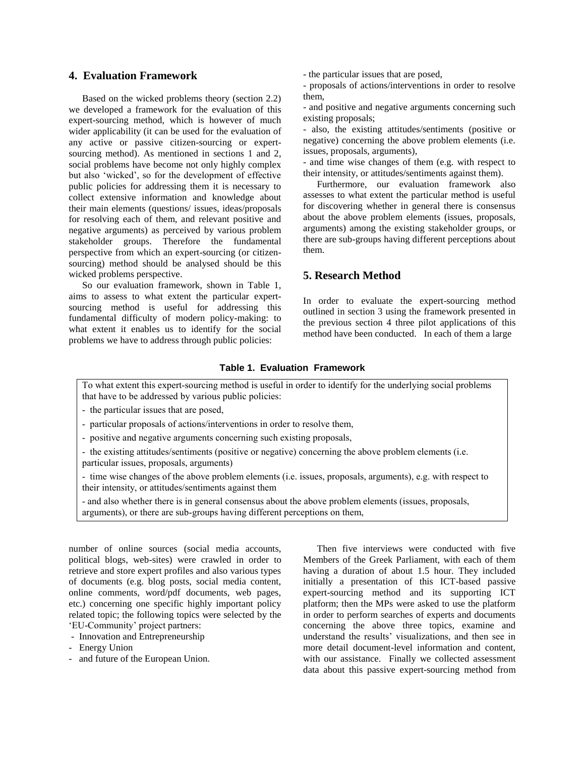## 4. Evaluation Framework

Based on the wicked problems theory (section 2.2) we developed a framework for the evaluation of this expert-sourcing method, which is however of much wider applicability (it can be used for the evaluation of any active or passive citizen-sourcing or expert-sourcing method). As mentioned in sections 1 and 2, social problems have become not only highly complex but also 'wicked', so for the development of effective public policies for addressing them it is necessary to collect extensive information and knowledge about their main elements (questions/ issues, ideas/proposals for resolving each of them, and relevant positive and negative arguments) as perceived by various problem stakeholder groups. Therefore the fundamental perspective from which an expert-sourcing (or citizen-sourcing) method should be analysed should be this wicked problems perspective.

So our evaluation framework, shown in Table 1, aims to assess to what extent the particular expert-sourcing method is useful for addressing this fundamental difficulty of modern policy-making: to what extent it enables us to identify for the social problems we have to address through public policies:

- the particular issues that are posed,
- proposals of actions/interventions in order to resolve them,
- and positive and negative arguments concerning such existing proposals;
- also, the existing attitudes/sentiments (positive or negative) concerning the above problem elements (i.e. issues, proposals, arguments),
- and time wise changes of them (e.g. with respect to their intensity, or attitudes/sentiments against them).

Furthermore, our evaluation framework also assesses to what extent the particular method is useful for discovering whether in general there is consensus about the above problem elements (issues, proposals, arguments) among the existing stakeholder groups, or there are sub-groups having different perceptions about them.

**Table 1. Evaluation Framework**

| |
|---|
| To what extent this expert-sourcing method is useful in order to identify for the underlying social problems that have to be addressed by various public policies: |
| - the particular issues that are posed, |
| - particular proposals of actions/interventions in order to resolve them, |
| - positive and negative arguments concerning such existing proposals, |
| - the existing attitudes/sentiments (positive or negative) concerning the above problem elements (i.e. particular issues, proposals, arguments) |
| - time wise changes of the above problem elements (i.e. issues, proposals, arguments), e.g. with respect to their intensity, or attitudes/sentiments against them |
| - and also whether there is in general consensus about the above problem elements (issues, proposals, arguments), or there are sub-groups having different perceptions on them, |

## 5. Research Method

In order to evaluate the expert-sourcing method outlined in section 3 using the framework presented in the previous section 4 three pilot applications of this method have been conducted. In each of them a large number of online sources (social media accounts, political blogs, web-sites) were crawled in order to retrieve and store expert profiles and also various types of documents (e.g. blog posts, social media content, online comments, word/pdf documents, web pages, etc.) concerning one specific highly important policy related topic; the following topics were selected by the 'EU-Community' project partners:

- Innovation and Entrepreneurship
- Energy Union
- and future of the European Union.

Then five interviews were conducted with five Members of the Greek Parliament, with each of them having a duration of about 1.5 hour. They included initially a presentation of this ICT-based passive expert-sourcing method and its supporting ICT platform; then the MPs were asked to use the platform in order to perform searches of experts and documents concerning the above three topics, examine and understand the results' visualizations, and then see in more detail document-level information and content, with our assistance. Finally we collected assessment data about this passive expert-sourcing method from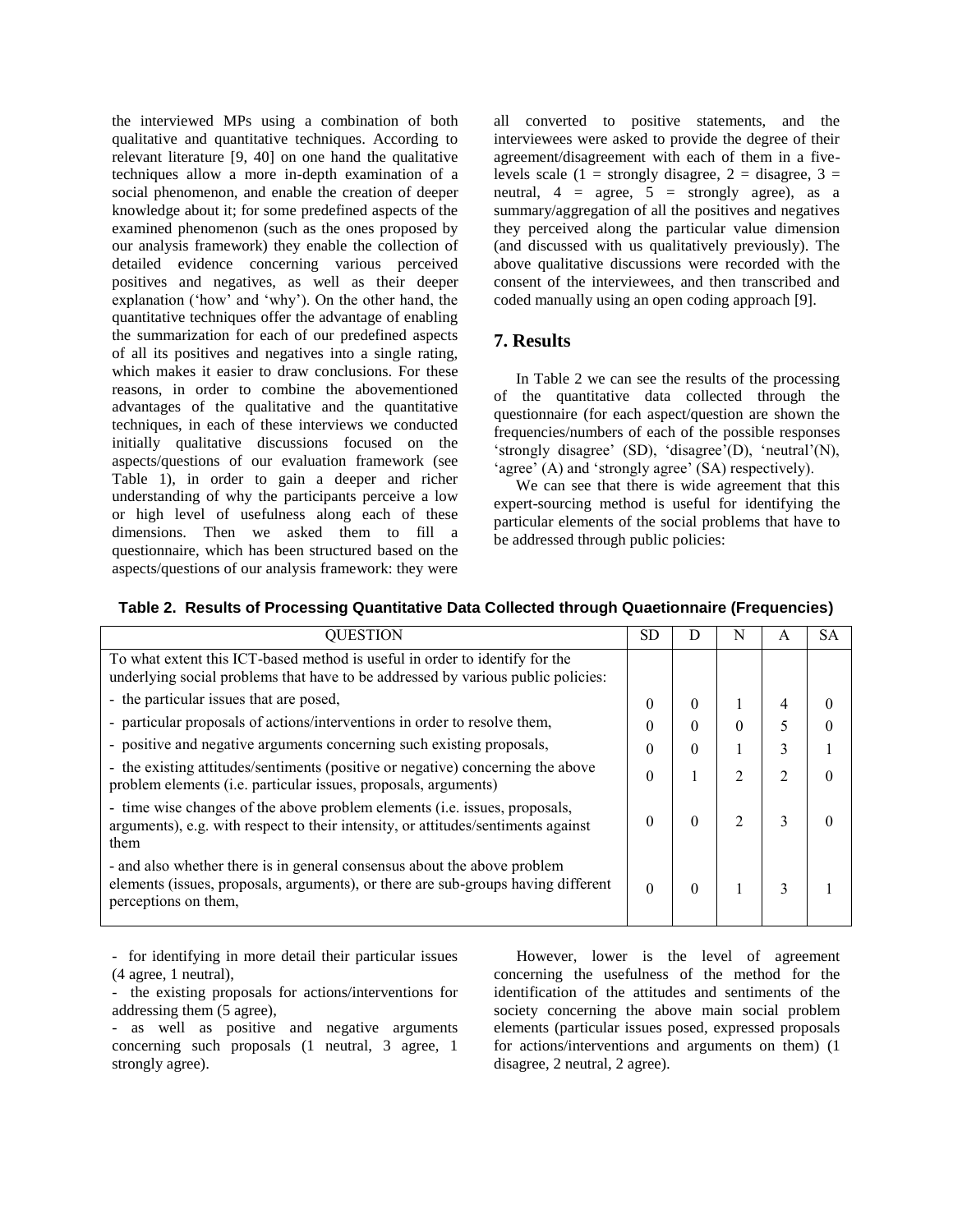the interviewed MPs using a combination of both qualitative and quantitative techniques. According to relevant literature [9, 40] on one hand the qualitative techniques allow a more in-depth examination of a social phenomenon, and enable the creation of deeper knowledge about it; for some predefined aspects of the examined phenomenon (such as the ones proposed by our analysis framework) they enable the collection of detailed evidence concerning various perceived positives and negatives, as well as their deeper explanation ('how' and 'why'). On the other hand, the quantitative techniques offer the advantage of enabling the summarization for each of our predefined aspects of all its positives and negatives into a single rating, which makes it easier to draw conclusions. For these reasons, in order to combine the abovementioned advantages of the qualitative and the quantitative techniques, in each of these interviews we conducted initially qualitative discussions focused on the aspects/questions of our evaluation framework (see Table 1), in order to gain a deeper and richer understanding of why the participants perceive a low or high level of usefulness along each of these dimensions. Then we asked them to fill a questionnaire, which has been structured based on the aspects/questions of our analysis framework: they were all converted to positive statements, and the interviewees were asked to provide the degree of their agreement/disagreement with each of them in a five-levels scale (1 = strongly disagree, 2 = disagree, 3 = neutral, 4 = agree, 5 = strongly agree), as a summary/aggregation of all the positives and negatives they perceived along the particular value dimension (and discussed with us qualitatively previously). The above qualitative discussions were recorded with the consent of the interviewees, and then transcribed and coded manually using an open coding approach [9].

## 7. Results

In Table 2 we can see the results of the processing of the quantitative data collected through the questionnaire (for each aspect/question are shown the frequencies/numbers of each of the possible responses 'strongly disagree' (SD), 'disagree'(D), 'neutral'(N), 'agree' (A) and 'strongly agree' (SA) respectively).

We can see that there is wide agreement that this expert-sourcing method is useful for identifying the particular elements of the social problems that have to be addressed through public policies:

**Table 2. Results of Processing Quantitative Data Collected through Quaetionnaire (Frequencies)**

| QUESTION | SD | D | N | A | SA |
|---|---|---|---|---|---|
| To what extent this ICT-based method is useful in order to identify for the underlying social problems that have to be addressed by various public policies: | | | | | |
| - the particular issues that are posed, | 0 | 0 | 1 | 4 | 0 |
| - particular proposals of actions/interventions in order to resolve them, | 0 | 0 | 0 | 5 | 0 |
| - positive and negative arguments concerning such existing proposals, | 0 | 0 | 1 | 3 | 1 |
| - the existing attitudes/sentiments (positive or negative) concerning the above problem elements (i.e. particular issues, proposals, arguments) | 0 | 1 | 2 | 2 | 0 |
| - time wise changes of the above problem elements (i.e. issues, proposals, arguments), e.g. with respect to their intensity, or attitudes/sentiments against them | 0 | 0 | 2 | 3 | 0 |
| - and also whether there is in general consensus about the above problem elements (issues, proposals, arguments), or there are sub-groups having different perceptions on them, | 0 | 0 | 1 | 3 | 1 |

- for identifying in more detail their particular issues (4 agree, 1 neutral),
- the existing proposals for actions/interventions for addressing them (5 agree),
- as well as positive and negative arguments concerning such proposals (1 neutral, 3 agree, 1 strongly agree).

However, lower is the level of agreement concerning the usefulness of the method for the identification of the attitudes and sentiments of the society concerning the above main social problem elements (particular issues posed, expressed proposals for actions/interventions and arguments on them) (1 disagree, 2 neutral, 2 agree).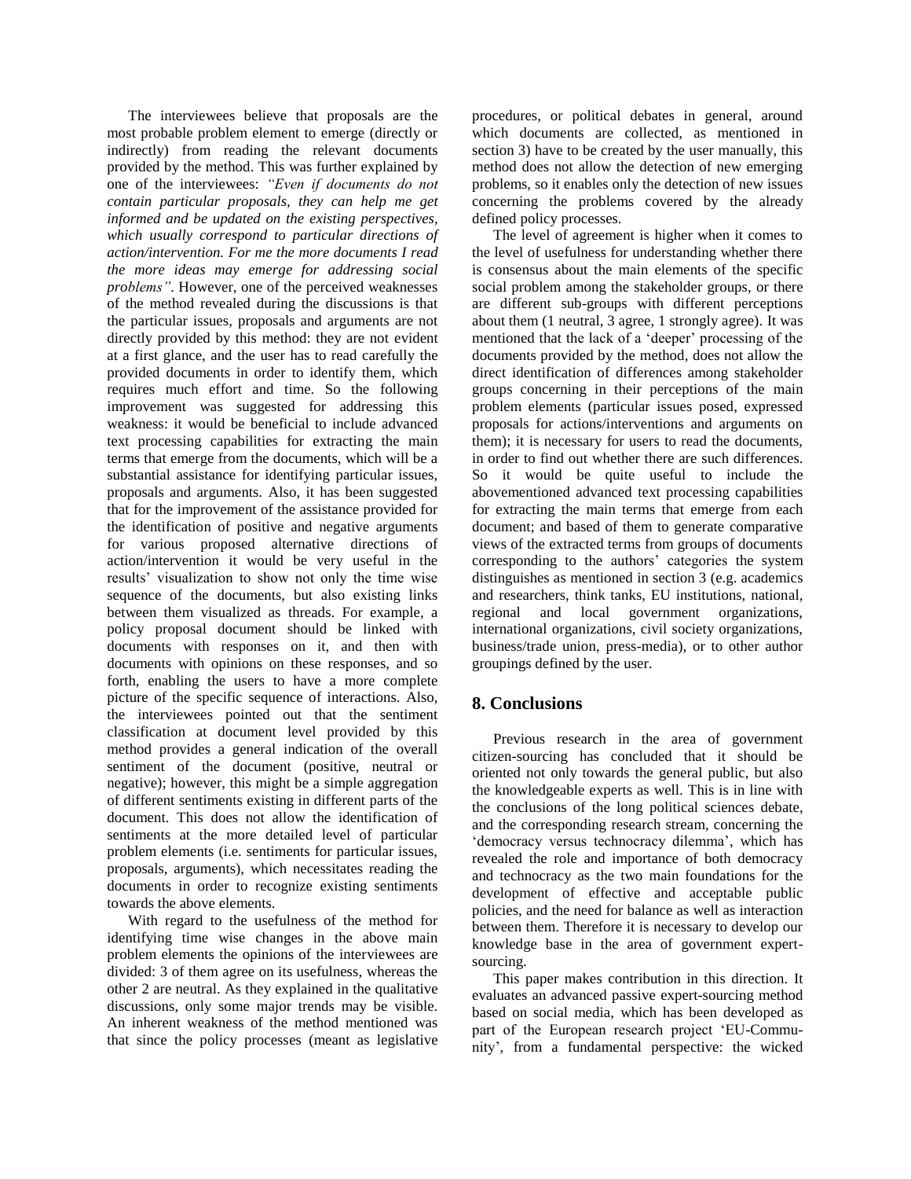The interviewees believe that proposals are the most probable problem element to emerge (directly or indirectly) from reading the relevant documents provided by the method. This was further explained by one of the interviewees: *"Even if documents do not contain particular proposals, they can help me get informed and be updated on the existing perspectives, which usually correspond to particular directions of action/intervention. For me the more documents I read the more ideas may emerge for addressing social problems"*. However, one of the perceived weaknesses of the method revealed during the discussions is that the particular issues, proposals and arguments are not directly provided by this method: they are not evident at a first glance, and the user has to read carefully the provided documents in order to identify them, which requires much effort and time. So the following improvement was suggested for addressing this weakness: it would be beneficial to include advanced text processing capabilities for extracting the main terms that emerge from the documents, which will be a substantial assistance for identifying particular issues, proposals and arguments. Also, it has been suggested that for the improvement of the assistance provided for the identification of positive and negative arguments for various proposed alternative directions of action/intervention it would be very useful in the results' visualization to show not only the time wise sequence of the documents, but also existing links between them visualized as threads. For example, a policy proposal document should be linked with documents with responses on it, and then with documents with opinions on these responses, and so forth, enabling the users to have a more complete picture of the specific sequence of interactions. Also, the interviewees pointed out that the sentiment classification at document level provided by this method provides a general indication of the overall sentiment of the document (positive, neutral or negative); however, this might be a simple aggregation of different sentiments existing in different parts of the document. This does not allow the identification of sentiments at the more detailed level of particular problem elements (i.e. sentiments for particular issues, proposals, arguments), which necessitates reading the documents in order to recognize existing sentiments towards the above elements.

With regard to the usefulness of the method for identifying time wise changes in the above main problem elements the opinions of the interviewees are divided: 3 of them agree on its usefulness, whereas the other 2 are neutral. As they explained in the qualitative discussions, only some major trends may be visible. An inherent weakness of the method mentioned was that since the policy processes (meant as legislative procedures, or political debates in general, around which documents are collected, as mentioned in section 3) have to be created by the user manually, this method does not allow the detection of new emerging problems, so it enables only the detection of new issues concerning the problems covered by the already defined policy processes.

The level of agreement is higher when it comes to the level of usefulness for understanding whether there is consensus about the main elements of the specific social problem among the stakeholder groups, or there are different sub-groups with different perceptions about them (1 neutral, 3 agree, 1 strongly agree). It was mentioned that the lack of a 'deeper' processing of the documents provided by the method, does not allow the direct identification of differences among stakeholder groups concerning in their perceptions of the main problem elements (particular issues posed, expressed proposals for actions/interventions and arguments on them); it is necessary for users to read the documents, in order to find out whether there are such differences. So it would be quite useful to include the abovementioned advanced text processing capabilities for extracting the main terms that emerge from each document; and based of them to generate comparative views of the extracted terms from groups of documents corresponding to the authors' categories the system distinguishes as mentioned in section 3 (e.g. academics and researchers, think tanks, EU institutions, national, regional and local government organizations, international organizations, civil society organizations, business/trade union, press-media), or to other author groupings defined by the user.

## 8. Conclusions

Previous research in the area of government citizen-sourcing has concluded that it should be oriented not only towards the general public, but also the knowledgeable experts as well. This is in line with the conclusions of the long political sciences debate, and the corresponding research stream, concerning the 'democracy versus technocracy dilemma', which has revealed the role and importance of both democracy and technocracy as the two main foundations for the development of effective and acceptable public policies, and the need for balance as well as interaction between them. Therefore it is necessary to develop our knowledge base in the area of government expert-sourcing.

This paper makes contribution in this direction. It evaluates an advanced passive expert-sourcing method based on social media, which has been developed as part of the European research project 'EU-Community', from a fundamental perspective: the wicked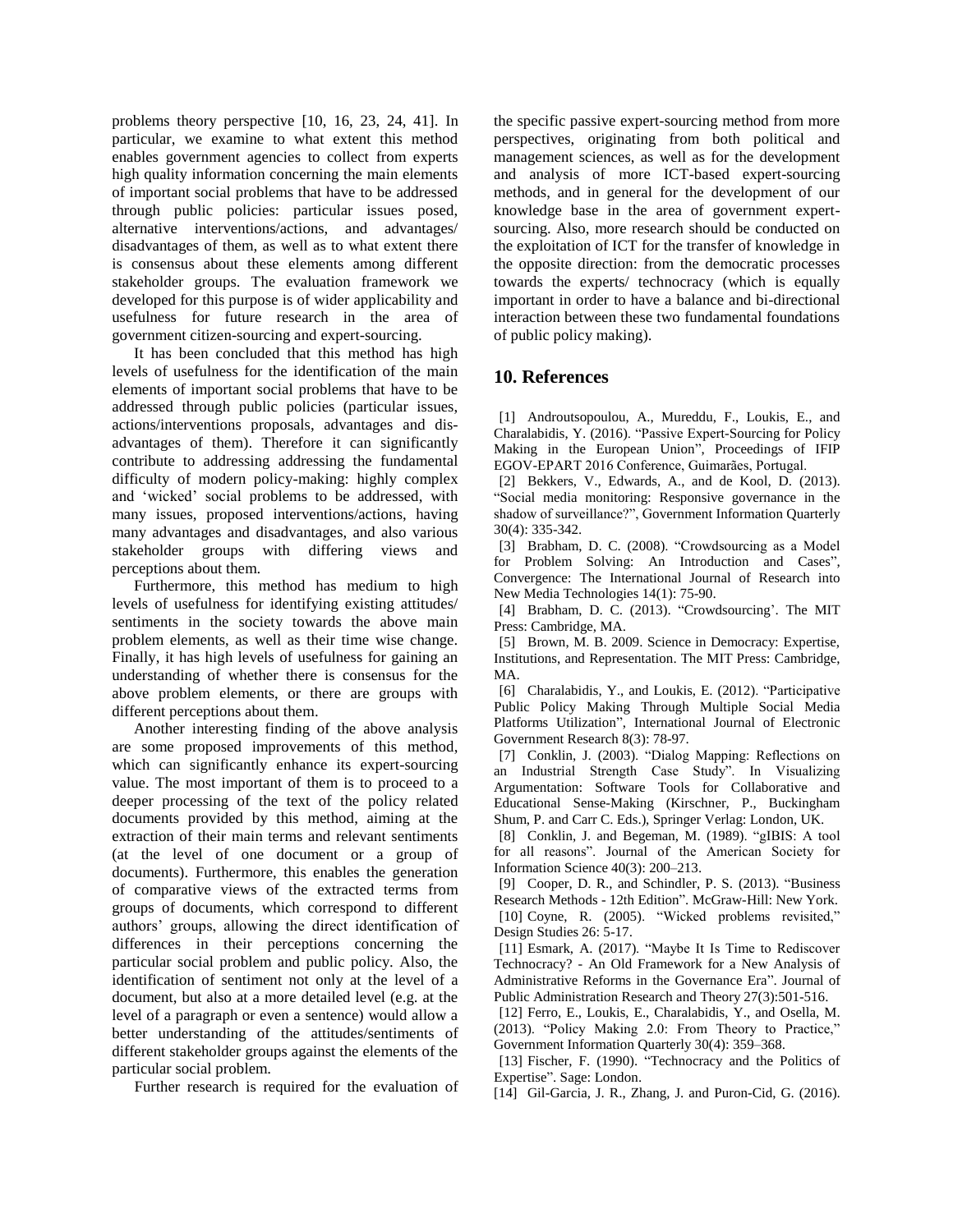problems theory perspective [10, 16, 23, 24, 41]. In particular, we examine to what extent this method enables government agencies to collect from experts high quality information concerning the main elements of important social problems that have to be addressed through public policies: particular issues posed, alternative interventions/actions, and advantages/ disadvantages of them, as well as to what extent there is consensus about these elements among different stakeholder groups. The evaluation framework we developed for this purpose is of wider applicability and usefulness for future research in the area of government citizen-sourcing and expert-sourcing.

It has been concluded that this method has high levels of usefulness for the identification of the main elements of important social problems that have to be addressed through public policies (particular issues, actions/interventions proposals, advantages and dis-advantages of them). Therefore it can significantly contribute to addressing addressing the fundamental difficulty of modern policy-making: highly complex and 'wicked' social problems to be addressed, with many issues, proposed interventions/actions, having many advantages and disadvantages, and also various stakeholder groups with differing views and perceptions about them.

Furthermore, this method has medium to high levels of usefulness for identifying existing attitudes/ sentiments in the society towards the above main problem elements, as well as their time wise change. Finally, it has high levels of usefulness for gaining an understanding of whether there is consensus for the above problem elements, or there are groups with different perceptions about them.

Another interesting finding of the above analysis are some proposed improvements of this method, which can significantly enhance its expert-sourcing value. The most important of them is to proceed to a deeper processing of the text of the policy related documents provided by this method, aiming at the extraction of their main terms and relevant sentiments (at the level of one document or a group of documents). Furthermore, this enables the generation of comparative views of the extracted terms from groups of documents, which correspond to different authors' groups, allowing the direct identification of differences in their perceptions concerning the particular social problem and public policy. Also, the identification of sentiment not only at the level of a document, but also at a more detailed level (e.g. at the level of a paragraph or even a sentence) would allow a better understanding of the attitudes/sentiments of different stakeholder groups against the elements of the particular social problem.

Further research is required for the evaluation of the specific passive expert-sourcing method from more perspectives, originating from both political and management sciences, as well as for the development and analysis of more ICT-based expert-sourcing methods, and in general for the development of our knowledge base in the area of government expert-sourcing. Also, more research should be conducted on the exploitation of ICT for the transfer of knowledge in the opposite direction: from the democratic processes towards the experts/ technocracy (which is equally important in order to have a balance and bi-directional interaction between these two fundamental foundations of public policy making).

## 10. References

[1] Androutsopoulou, A., Mureddu, F., Loukis, E., and Charalabidis, Y. (2016). "Passive Expert-Sourcing for Policy Making in the European Union", Proceedings of IFIP EGOV-EPART 2016 Conference, Guimarães, Portugal.

[2] Bekkers, V., Edwards, A., and de Kool, D. (2013). "Social media monitoring: Responsive governance in the shadow of surveillance?", Government Information Quarterly 30(4): 335-342.

[3] Brabham, D. C. (2008). "Crowdsourcing as a Model for Problem Solving: An Introduction and Cases", Convergence: The International Journal of Research into New Media Technologies 14(1): 75-90.

[4] Brabham, D. C. (2013). "Crowdsourcing'. The MIT Press: Cambridge, MA.

[5] Brown, M. B. 2009. Science in Democracy: Expertise, Institutions, and Representation. The MIT Press: Cambridge, MA.

[6] Charalabidis, Y., and Loukis, E. (2012). "Participative Public Policy Making Through Multiple Social Media Platforms Utilization", International Journal of Electronic Government Research 8(3): 78-97.

[7] Conklin, J. (2003). "Dialog Mapping: Reflections on an Industrial Strength Case Study". In Visualizing Argumentation: Software Tools for Collaborative and Educational Sense-Making (Kirschner, P., Buckingham Shum, P. and Carr C. Eds.), Springer Verlag: London, UK.

[8] Conklin, J. and Begeman, M. (1989). "gIBIS: A tool for all reasons". Journal of the American Society for Information Science 40(3): 200–213.

[9] Cooper, D. R., and Schindler, P. S. (2013). "Business Research Methods - 12th Edition". McGraw-Hill: New York.

[10] Coyne, R. (2005). "Wicked problems revisited," Design Studies 26: 5-17.

[11] Esmark, A. (2017). "Maybe It Is Time to Rediscover Technocracy? - An Old Framework for a New Analysis of Administrative Reforms in the Governance Era". Journal of Public Administration Research and Theory 27(3):501-516.

[12] Ferro, E., Loukis, E., Charalabidis, Y., and Osella, M. (2013). "Policy Making 2.0: From Theory to Practice," Government Information Quarterly 30(4): 359–368.

[13] Fischer, F. (1990). "Technocracy and the Politics of Expertise". Sage: London.

[14] Gil-Garcia, J. R., Zhang, J. and Puron-Cid, G. (2016).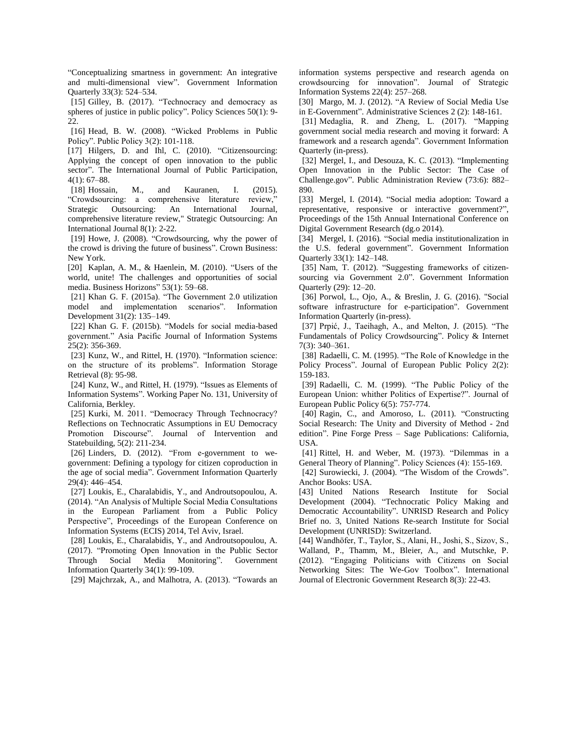"Conceptualizing smartness in government: An integrative and multi-dimensional view". Government Information Quarterly 33(3): 524–534.

[15] Gilley, B. (2017). "Technocracy and democracy as spheres of justice in public policy". Policy Sciences 50(1): 9-22.

[16] Head, B. W. (2008). "Wicked Problems in Public Policy". Public Policy 3(2): 101-118.

[17] Hilgers, D. and Ihl, C. (2010). "Citizensourcing: Applying the concept of open innovation to the public sector". The International Journal of Public Participation, 4(1): 67–88.

[18] Hossain, M., and Kauranen, I. (2015). "Crowdsourcing: a comprehensive literature review," Strategic Outsourcing: An International Journal, comprehensive literature review," Strategic Outsourcing: An International Journal 8(1): 2-22.

[19] Howe, J. (2008). "Crowdsourcing, why the power of the crowd is driving the future of business". Crown Business: New York.

[20] Kaplan, A. M., & Haenlein, M. (2010). "Users of the world, unite! The challenges and opportunities of social media. Business Horizons" 53(1): 59–68.

[21] Khan G. F. (2015a). "The Government 2.0 utilization model and implementation scenarios". Information Development 31(2): 135–149.

[22] Khan G. F. (2015b). "Models for social media-based government." Asia Pacific Journal of Information Systems 25(2): 356-369.

[23] Kunz, W., and Rittel, H. (1970). "Information science: on the structure of its problems". Information Storage Retrieval (8): 95-98.

[24] Kunz, W., and Rittel, H. (1979). "Issues as Elements of Information Systems". Working Paper No. 131, University of California, Berkley.

[25] Kurki, M. 2011. "Democracy Through Technocracy? Reflections on Technocratic Assumptions in EU Democracy Promotion Discourse". Journal of Intervention and Statebuilding, 5(2): 211-234.

[26] Linders, D. (2012). "From e-government to we-government: Defining a typology for citizen coproduction in the age of social media". Government Information Quarterly 29(4): 446–454.

[27] Loukis, E., Charalabidis, Y., and Androutsopoulou, A. (2014). "An Analysis of Multiple Social Media Consultations in the European Parliament from a Public Policy Perspective", Proceedings of the European Conference on Information Systems (ECIS) 2014, Tel Aviv, Israel.

[28] Loukis, E., Charalabidis, Y., and Androutsopoulou, A. (2017). "Promoting Open Innovation in the Public Sector Through Social Media Monitoring". Government Information Quarterly 34(1): 99-109.

[29] Majchrzak, A., and Malhotra, A. (2013). "Towards an information systems perspective and research agenda on crowdsourcing for innovation". Journal of Strategic Information Systems 22(4): 257–268.

[30] Margo, M. J. (2012). "A Review of Social Media Use in E-Government". Administrative Sciences 2 (2): 148-161.

[31] Medaglia, R. and Zheng, L. (2017). "Mapping government social media research and moving it forward: A framework and a research agenda". Government Information Quarterly (in-press).

[32] Mergel, I., and Desouza, K. C. (2013). "Implementing Open Innovation in the Public Sector: The Case of Challenge.gov". Public Administration Review (73:6): 882–890.

[33] Mergel, I. (2014). "Social media adoption: Toward a representative, responsive or interactive government?", Proceedings of the 15th Annual International Conference on Digital Government Research (dg.o 2014).

[34] Mergel, I. (2016). "Social media institutionalization in the U.S. federal government". Government Information Quarterly 33(1): 142–148.

[35] Nam, T. (2012). "Suggesting frameworks of citizen-sourcing via Government 2.0". Government Information Quarterly (29): 12–20.

[36] Porwol, L., Ojo, A., & Breslin, J. G. (2016). "Social software infrastructure for e-participation". Government Information Quarterly (in-press).

[37] Prpić, J., Taeihagh, A., and Melton, J. (2015). "The Fundamentals of Policy Crowdsourcing". Policy & Internet 7(3): 340–361.

[38] Radaelli, C. M. (1995). "The Role of Knowledge in the Policy Process". Journal of European Public Policy 2(2): 159-183.

[39] Radaelli, C. M. (1999). "The Public Policy of the European Union: whither Politics of Expertise?". Journal of European Public Policy 6(5): 757-774.

[40] Ragin, C., and Amoroso, L. (2011). "Constructing Social Research: The Unity and Diversity of Method - 2nd edition". Pine Forge Press – Sage Publications: California, USA.

[41] Rittel, H. and Weber, M. (1973). "Dilemmas in a General Theory of Planning". Policy Sciences (4): 155-169.

[42] Surowiecki, J. (2004). "The Wisdom of the Crowds". Anchor Books: USA.

[43] United Nations Research Institute for Social Development (2004). "Technocratic Policy Making and Democratic Accountability". UNRISD Research and Policy Brief no. 3, United Nations Re-search Institute for Social Development (UNRISD): Switzerland.

[44] Wandhöfer, T., Taylor, S., Alani, H., Joshi, S., Sizov, S., Walland, P., Thamm, M., Bleier, A., and Mutschke, P. (2012). "Engaging Politicians with Citizens on Social Networking Sites: The We-Gov Toolbox". International Journal of Electronic Government Research 8(3): 22-43.